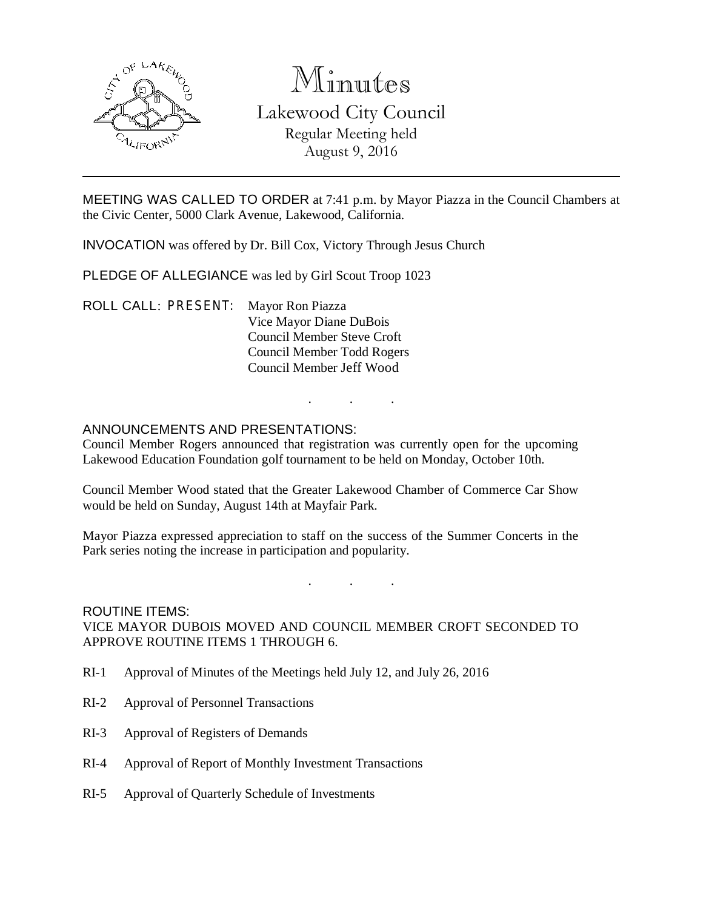# Minutes

## Lakewood City Council

Regular Meeting held
August 9, 2016

---

MEETING WAS CALLED TO ORDER at 7:41 p.m. by Mayor Piazza in the Council Chambers at the Civic Center, 5000 Clark Avenue, Lakewood, California.

INVOCATION was offered by Dr. Bill Cox, Victory Through Jesus Church

PLEDGE OF ALLEGIANCE was led by Girl Scout Troop 1023

ROLL CALL: PRESENT: Mayor Ron Piazza
Vice Mayor Diane DuBois
Council Member Steve Croft
Council Member Todd Rogers
Council Member Jeff Wood

. . .

ANNOUNCEMENTS AND PRESENTATIONS:
Council Member Rogers announced that registration was currently open for the upcoming Lakewood Education Foundation golf tournament to be held on Monday, October 10th.

Council Member Wood stated that the Greater Lakewood Chamber of Commerce Car Show would be held on Sunday, August 14th at Mayfair Park.

Mayor Piazza expressed appreciation to staff on the success of the Summer Concerts in the Park series noting the increase in participation and popularity.

. . .

ROUTINE ITEMS:
VICE MAYOR DUBOIS MOVED AND COUNCIL MEMBER CROFT SECONDED TO APPROVE ROUTINE ITEMS 1 THROUGH 6.

RI-1 Approval of Minutes of the Meetings held July 12, and July 26, 2016

RI-2 Approval of Personnel Transactions

RI-3 Approval of Registers of Demands

RI-4 Approval of Report of Monthly Investment Transactions

RI-5 Approval of Quarterly Schedule of Investments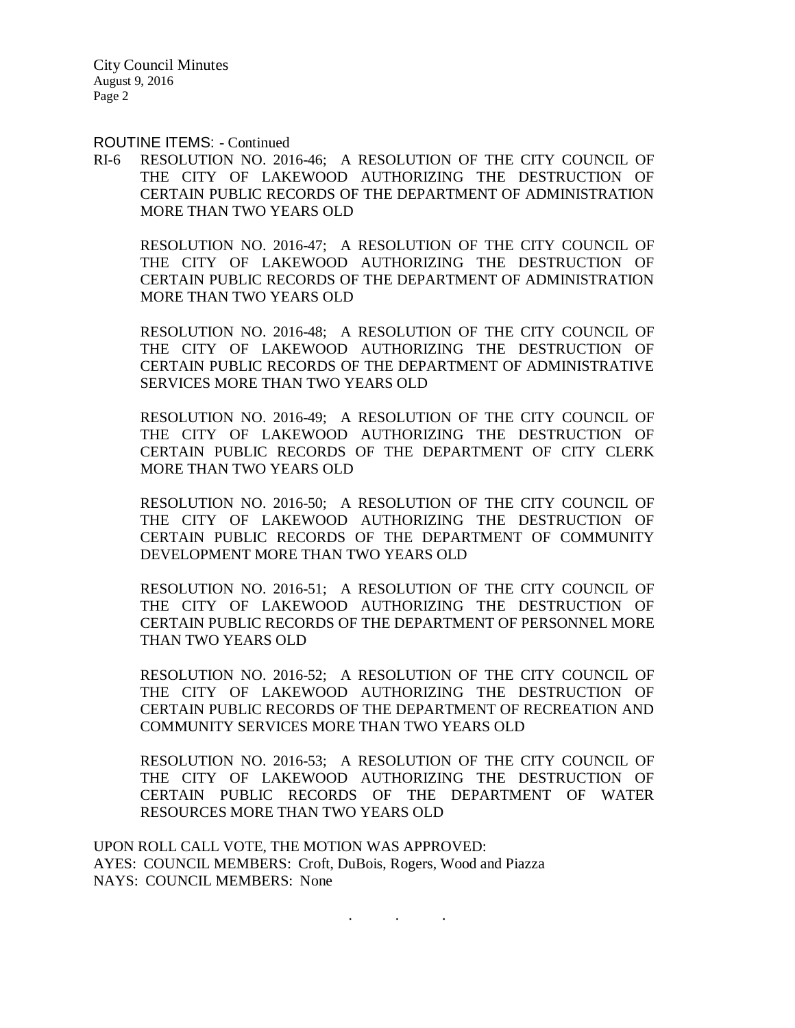ROUTINE ITEMS: - Continued

RI-6 RESOLUTION NO. 2016-46; A RESOLUTION OF THE CITY COUNCIL OF THE CITY OF LAKEWOOD AUTHORIZING THE DESTRUCTION OF CERTAIN PUBLIC RECORDS OF THE DEPARTMENT OF ADMINISTRATION MORE THAN TWO YEARS OLD

RESOLUTION NO. 2016-47; A RESOLUTION OF THE CITY COUNCIL OF THE CITY OF LAKEWOOD AUTHORIZING THE DESTRUCTION OF CERTAIN PUBLIC RECORDS OF THE DEPARTMENT OF ADMINISTRATION MORE THAN TWO YEARS OLD

RESOLUTION NO. 2016-48; A RESOLUTION OF THE CITY COUNCIL OF THE CITY OF LAKEWOOD AUTHORIZING THE DESTRUCTION OF CERTAIN PUBLIC RECORDS OF THE DEPARTMENT OF ADMINISTRATIVE SERVICES MORE THAN TWO YEARS OLD

RESOLUTION NO. 2016-49; A RESOLUTION OF THE CITY COUNCIL OF THE CITY OF LAKEWOOD AUTHORIZING THE DESTRUCTION OF CERTAIN PUBLIC RECORDS OF THE DEPARTMENT OF CITY CLERK MORE THAN TWO YEARS OLD

RESOLUTION NO. 2016-50; A RESOLUTION OF THE CITY COUNCIL OF THE CITY OF LAKEWOOD AUTHORIZING THE DESTRUCTION OF CERTAIN PUBLIC RECORDS OF THE DEPARTMENT OF COMMUNITY DEVELOPMENT MORE THAN TWO YEARS OLD

RESOLUTION NO. 2016-51; A RESOLUTION OF THE CITY COUNCIL OF THE CITY OF LAKEWOOD AUTHORIZING THE DESTRUCTION OF CERTAIN PUBLIC RECORDS OF THE DEPARTMENT OF PERSONNEL MORE THAN TWO YEARS OLD

RESOLUTION NO. 2016-52; A RESOLUTION OF THE CITY COUNCIL OF THE CITY OF LAKEWOOD AUTHORIZING THE DESTRUCTION OF CERTAIN PUBLIC RECORDS OF THE DEPARTMENT OF RECREATION AND COMMUNITY SERVICES MORE THAN TWO YEARS OLD

RESOLUTION NO. 2016-53; A RESOLUTION OF THE CITY COUNCIL OF THE CITY OF LAKEWOOD AUTHORIZING THE DESTRUCTION OF CERTAIN PUBLIC RECORDS OF THE DEPARTMENT OF WATER RESOURCES MORE THAN TWO YEARS OLD

UPON ROLL CALL VOTE, THE MOTION WAS APPROVED:
AYES: COUNCIL MEMBERS: Croft, DuBois, Rogers, Wood and Piazza
NAYS: COUNCIL MEMBERS: None

. . .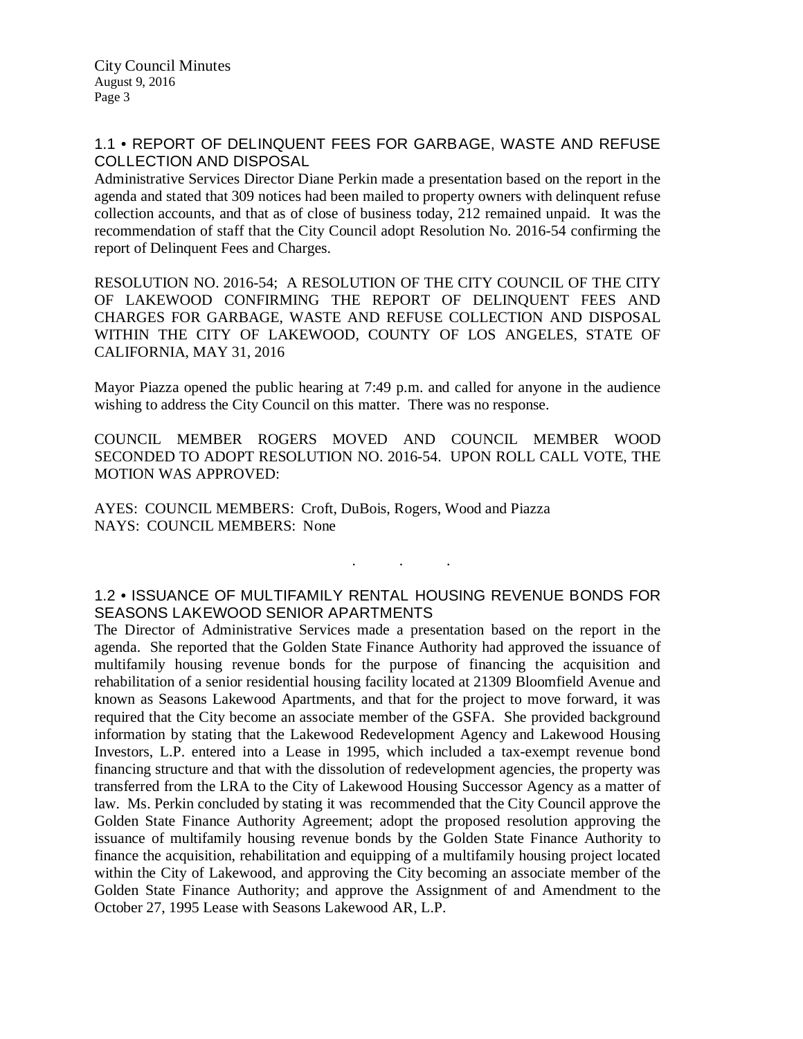## 1.1 • REPORT OF DELINQUENT FEES FOR GARBAGE, WASTE AND REFUSE COLLECTION AND DISPOSAL

Administrative Services Director Diane Perkin made a presentation based on the report in the agenda and stated that 309 notices had been mailed to property owners with delinquent refuse collection accounts, and that as of close of business today, 212 remained unpaid. It was the recommendation of staff that the City Council adopt Resolution No. 2016-54 confirming the report of Delinquent Fees and Charges.

RESOLUTION NO. 2016-54; A RESOLUTION OF THE CITY COUNCIL OF THE CITY OF LAKEWOOD CONFIRMING THE REPORT OF DELINQUENT FEES AND CHARGES FOR GARBAGE, WASTE AND REFUSE COLLECTION AND DISPOSAL WITHIN THE CITY OF LAKEWOOD, COUNTY OF LOS ANGELES, STATE OF CALIFORNIA, MAY 31, 2016

Mayor Piazza opened the public hearing at 7:49 p.m. and called for anyone in the audience wishing to address the City Council on this matter. There was no response.

COUNCIL MEMBER ROGERS MOVED AND COUNCIL MEMBER WOOD SECONDED TO ADOPT RESOLUTION NO. 2016-54. UPON ROLL CALL VOTE, THE MOTION WAS APPROVED:

AYES: COUNCIL MEMBERS: Croft, DuBois, Rogers, Wood and Piazza
NAYS: COUNCIL MEMBERS: None

. . .

## 1.2 • ISSUANCE OF MULTIFAMILY RENTAL HOUSING REVENUE BONDS FOR SEASONS LAKEWOOD SENIOR APARTMENTS

The Director of Administrative Services made a presentation based on the report in the agenda. She reported that the Golden State Finance Authority had approved the issuance of multifamily housing revenue bonds for the purpose of financing the acquisition and rehabilitation of a senior residential housing facility located at 21309 Bloomfield Avenue and known as Seasons Lakewood Apartments, and that for the project to move forward, it was required that the City become an associate member of the GSFA. She provided background information by stating that the Lakewood Redevelopment Agency and Lakewood Housing Investors, L.P. entered into a Lease in 1995, which included a tax-exempt revenue bond financing structure and that with the dissolution of redevelopment agencies, the property was transferred from the LRA to the City of Lakewood Housing Successor Agency as a matter of law. Ms. Perkin concluded by stating it was recommended that the City Council approve the Golden State Finance Authority Agreement; adopt the proposed resolution approving the issuance of multifamily housing revenue bonds by the Golden State Finance Authority to finance the acquisition, rehabilitation and equipping of a multifamily housing project located within the City of Lakewood, and approving the City becoming an associate member of the Golden State Finance Authority; and approve the Assignment of and Amendment to the October 27, 1995 Lease with Seasons Lakewood AR, L.P.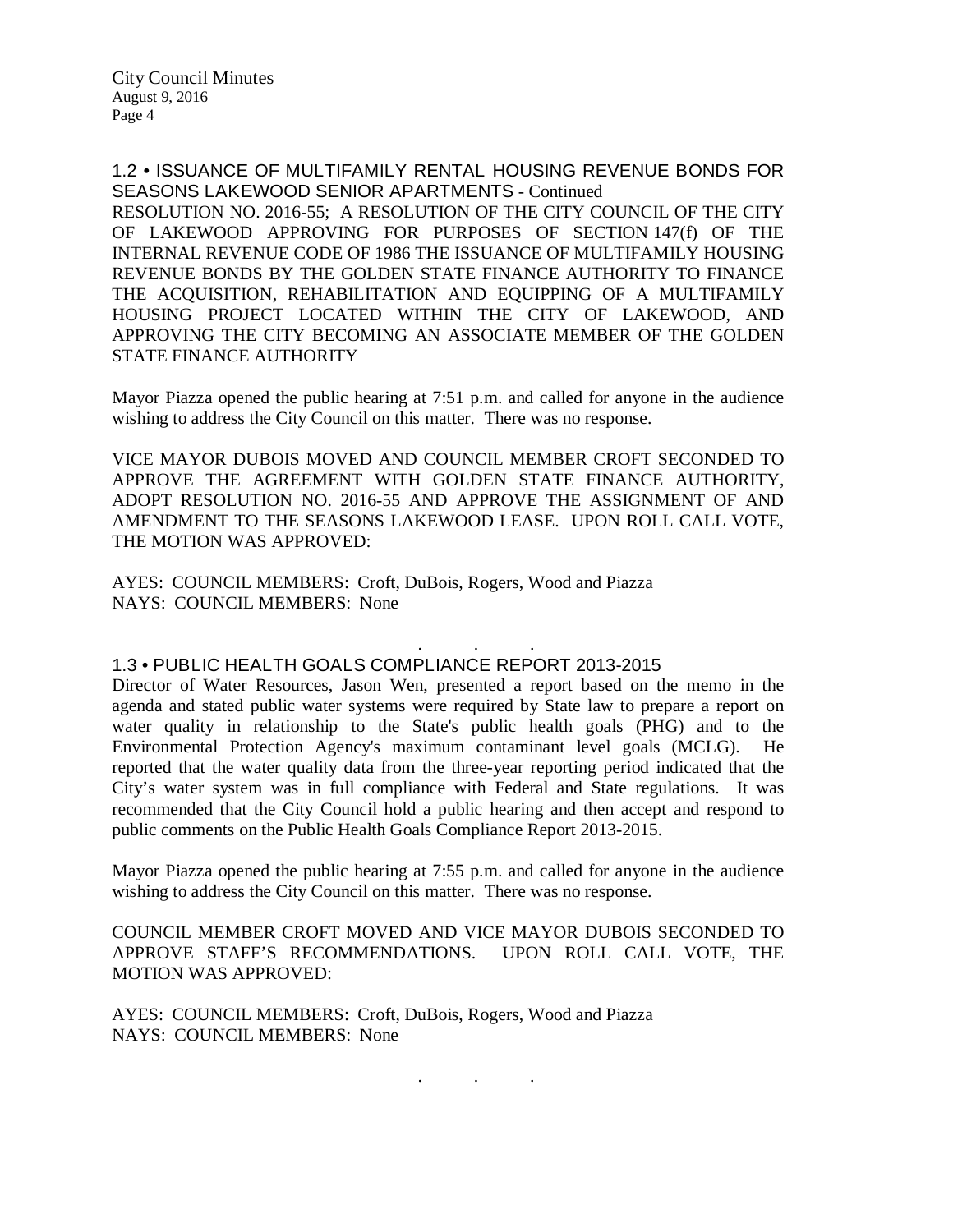## 1.2 • ISSUANCE OF MULTIFAMILY RENTAL HOUSING REVENUE BONDS FOR SEASONS LAKEWOOD SENIOR APARTMENTS - Continued

RESOLUTION NO. 2016-55; A RESOLUTION OF THE CITY COUNCIL OF THE CITY OF LAKEWOOD APPROVING FOR PURPOSES OF SECTION 147(f) OF THE INTERNAL REVENUE CODE OF 1986 THE ISSUANCE OF MULTIFAMILY HOUSING REVENUE BONDS BY THE GOLDEN STATE FINANCE AUTHORITY TO FINANCE THE ACQUISITION, REHABILITATION AND EQUIPPING OF A MULTIFAMILY HOUSING PROJECT LOCATED WITHIN THE CITY OF LAKEWOOD, AND APPROVING THE CITY BECOMING AN ASSOCIATE MEMBER OF THE GOLDEN STATE FINANCE AUTHORITY

Mayor Piazza opened the public hearing at 7:51 p.m. and called for anyone in the audience wishing to address the City Council on this matter. There was no response.

VICE MAYOR DUBOIS MOVED AND COUNCIL MEMBER CROFT SECONDED TO APPROVE THE AGREEMENT WITH GOLDEN STATE FINANCE AUTHORITY, ADOPT RESOLUTION NO. 2016-55 AND APPROVE THE ASSIGNMENT OF AND AMENDMENT TO THE SEASONS LAKEWOOD LEASE. UPON ROLL CALL VOTE, THE MOTION WAS APPROVED:

AYES: COUNCIL MEMBERS: Croft, DuBois, Rogers, Wood and Piazza
NAYS: COUNCIL MEMBERS: None

. . .

## 1.3 • PUBLIC HEALTH GOALS COMPLIANCE REPORT 2013-2015

Director of Water Resources, Jason Wen, presented a report based on the memo in the agenda and stated public water systems were required by State law to prepare a report on water quality in relationship to the State's public health goals (PHG) and to the Environmental Protection Agency's maximum contaminant level goals (MCLG). He reported that the water quality data from the three-year reporting period indicated that the City's water system was in full compliance with Federal and State regulations. It was recommended that the City Council hold a public hearing and then accept and respond to public comments on the Public Health Goals Compliance Report 2013-2015.

Mayor Piazza opened the public hearing at 7:55 p.m. and called for anyone in the audience wishing to address the City Council on this matter. There was no response.

COUNCIL MEMBER CROFT MOVED AND VICE MAYOR DUBOIS SECONDED TO APPROVE STAFF'S RECOMMENDATIONS. UPON ROLL CALL VOTE, THE MOTION WAS APPROVED:

AYES: COUNCIL MEMBERS: Croft, DuBois, Rogers, Wood and Piazza
NAYS: COUNCIL MEMBERS: None

. . .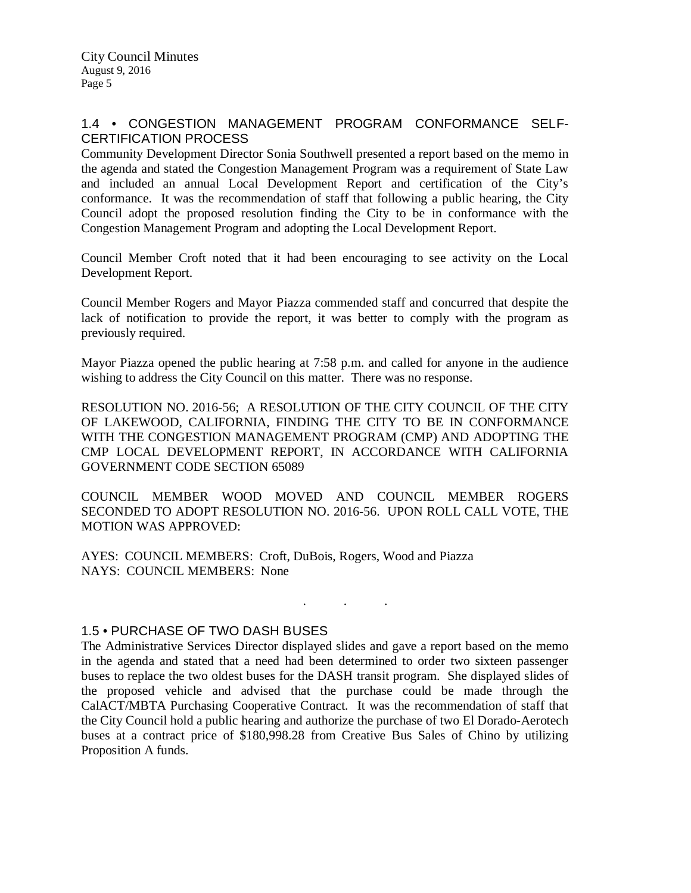## 1.4 • CONGESTION MANAGEMENT PROGRAM CONFORMANCE SELF-CERTIFICATION PROCESS

Community Development Director Sonia Southwell presented a report based on the memo in the agenda and stated the Congestion Management Program was a requirement of State Law and included an annual Local Development Report and certification of the City's conformance. It was the recommendation of staff that following a public hearing, the City Council adopt the proposed resolution finding the City to be in conformance with the Congestion Management Program and adopting the Local Development Report.

Council Member Croft noted that it had been encouraging to see activity on the Local Development Report.

Council Member Rogers and Mayor Piazza commended staff and concurred that despite the lack of notification to provide the report, it was better to comply with the program as previously required.

Mayor Piazza opened the public hearing at 7:58 p.m. and called for anyone in the audience wishing to address the City Council on this matter. There was no response.

RESOLUTION NO. 2016-56; A RESOLUTION OF THE CITY COUNCIL OF THE CITY OF LAKEWOOD, CALIFORNIA, FINDING THE CITY TO BE IN CONFORMANCE WITH THE CONGESTION MANAGEMENT PROGRAM (CMP) AND ADOPTING THE CMP LOCAL DEVELOPMENT REPORT, IN ACCORDANCE WITH CALIFORNIA GOVERNMENT CODE SECTION 65089

COUNCIL MEMBER WOOD MOVED AND COUNCIL MEMBER ROGERS SECONDED TO ADOPT RESOLUTION NO. 2016-56. UPON ROLL CALL VOTE, THE MOTION WAS APPROVED:

AYES: COUNCIL MEMBERS: Croft, DuBois, Rogers, Wood and Piazza
NAYS: COUNCIL MEMBERS: None

. . .

## 1.5 • PURCHASE OF TWO DASH BUSES

The Administrative Services Director displayed slides and gave a report based on the memo in the agenda and stated that a need had been determined to order two sixteen passenger buses to replace the two oldest buses for the DASH transit program. She displayed slides of the proposed vehicle and advised that the purchase could be made through the CalACT/MBTA Purchasing Cooperative Contract. It was the recommendation of staff that the City Council hold a public hearing and authorize the purchase of two El Dorado-Aerotech buses at a contract price of $180,998.28 from Creative Bus Sales of Chino by utilizing Proposition A funds.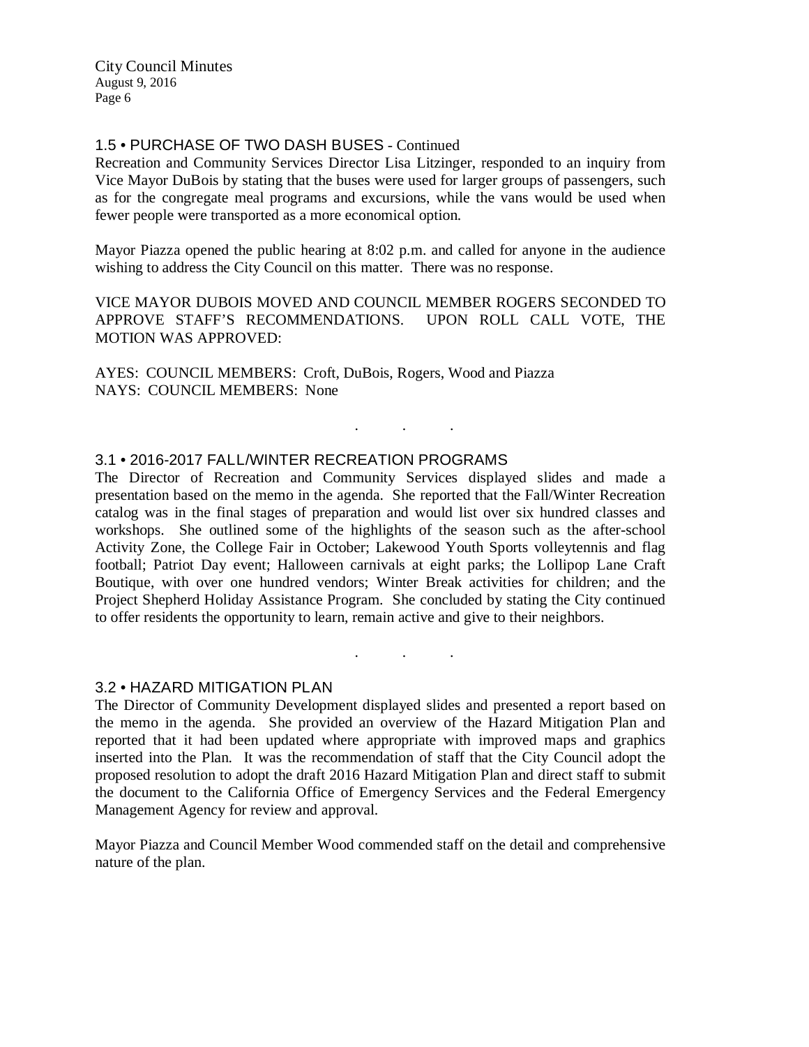### 1.5 • PURCHASE OF TWO DASH BUSES - Continued

Recreation and Community Services Director Lisa Litzinger, responded to an inquiry from Vice Mayor DuBois by stating that the buses were used for larger groups of passengers, such as for the congregate meal programs and excursions, while the vans would be used when fewer people were transported as a more economical option.

Mayor Piazza opened the public hearing at 8:02 p.m. and called for anyone in the audience wishing to address the City Council on this matter. There was no response.

VICE MAYOR DUBOIS MOVED AND COUNCIL MEMBER ROGERS SECONDED TO APPROVE STAFF'S RECOMMENDATIONS. UPON ROLL CALL VOTE, THE MOTION WAS APPROVED:

AYES: COUNCIL MEMBERS: Croft, DuBois, Rogers, Wood and Piazza
NAYS: COUNCIL MEMBERS: None

. . .

### 3.1 • 2016-2017 FALL/WINTER RECREATION PROGRAMS

The Director of Recreation and Community Services displayed slides and made a presentation based on the memo in the agenda. She reported that the Fall/Winter Recreation catalog was in the final stages of preparation and would list over six hundred classes and workshops. She outlined some of the highlights of the season such as the after-school Activity Zone, the College Fair in October; Lakewood Youth Sports volleytennis and flag football; Patriot Day event; Halloween carnivals at eight parks; the Lollipop Lane Craft Boutique, with over one hundred vendors; Winter Break activities for children; and the Project Shepherd Holiday Assistance Program. She concluded by stating the City continued to offer residents the opportunity to learn, remain active and give to their neighbors.

. . .

### 3.2 • HAZARD MITIGATION PLAN

The Director of Community Development displayed slides and presented a report based on the memo in the agenda. She provided an overview of the Hazard Mitigation Plan and reported that it had been updated where appropriate with improved maps and graphics inserted into the Plan. It was the recommendation of staff that the City Council adopt the proposed resolution to adopt the draft 2016 Hazard Mitigation Plan and direct staff to submit the document to the California Office of Emergency Services and the Federal Emergency Management Agency for review and approval.

Mayor Piazza and Council Member Wood commended staff on the detail and comprehensive nature of the plan.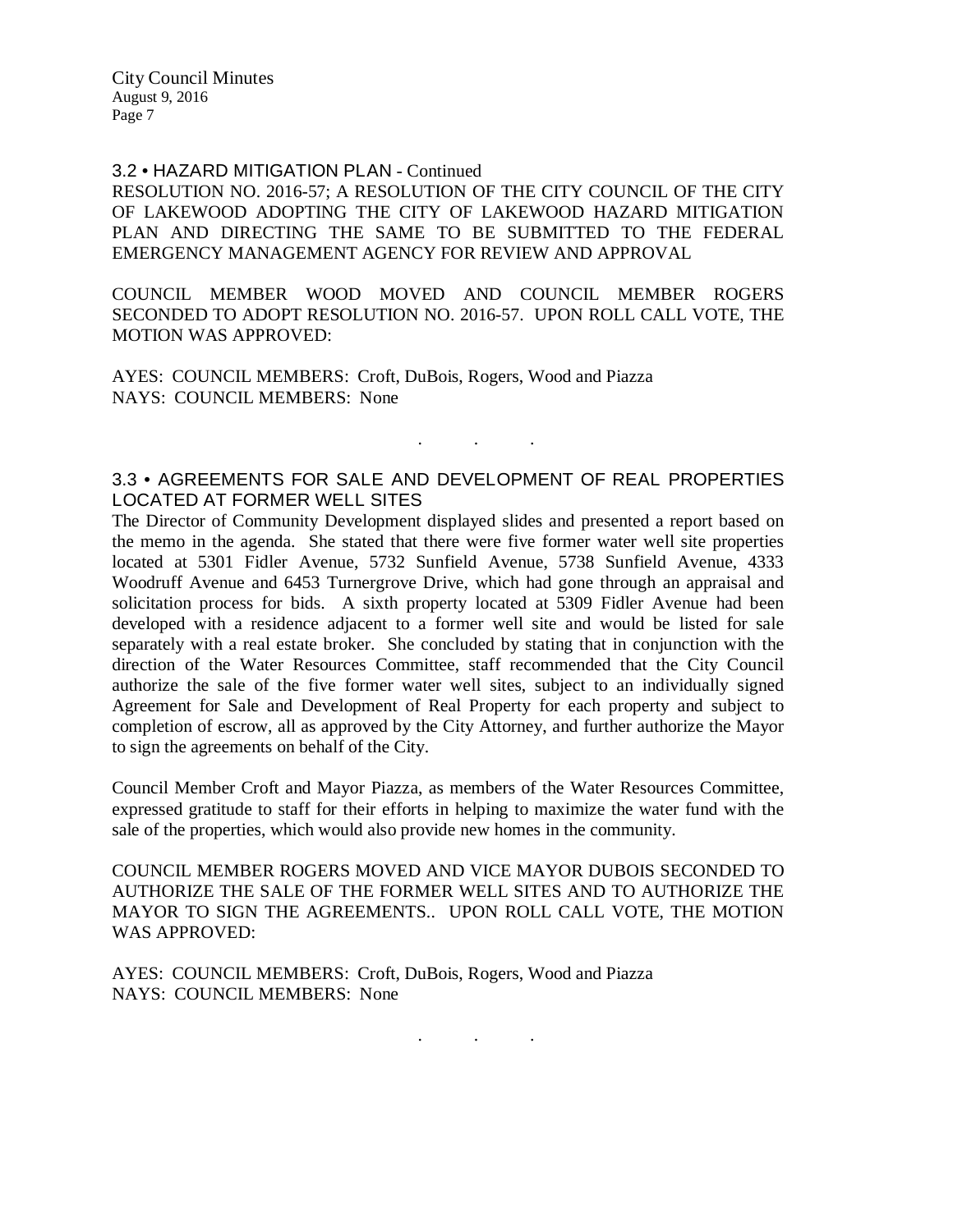### 3.2 • HAZARD MITIGATION PLAN - Continued

RESOLUTION NO. 2016-57; A RESOLUTION OF THE CITY COUNCIL OF THE CITY OF LAKEWOOD ADOPTING THE CITY OF LAKEWOOD HAZARD MITIGATION PLAN AND DIRECTING THE SAME TO BE SUBMITTED TO THE FEDERAL EMERGENCY MANAGEMENT AGENCY FOR REVIEW AND APPROVAL

COUNCIL MEMBER WOOD MOVED AND COUNCIL MEMBER ROGERS SECONDED TO ADOPT RESOLUTION NO. 2016-57. UPON ROLL CALL VOTE, THE MOTION WAS APPROVED:

AYES: COUNCIL MEMBERS: Croft, DuBois, Rogers, Wood and Piazza
NAYS: COUNCIL MEMBERS: None

. . .

### 3.3 • AGREEMENTS FOR SALE AND DEVELOPMENT OF REAL PROPERTIES LOCATED AT FORMER WELL SITES

The Director of Community Development displayed slides and presented a report based on the memo in the agenda. She stated that there were five former water well site properties located at 5301 Fidler Avenue, 5732 Sunfield Avenue, 5738 Sunfield Avenue, 4333 Woodruff Avenue and 6453 Turnergrove Drive, which had gone through an appraisal and solicitation process for bids. A sixth property located at 5309 Fidler Avenue had been developed with a residence adjacent to a former well site and would be listed for sale separately with a real estate broker. She concluded by stating that in conjunction with the direction of the Water Resources Committee, staff recommended that the City Council authorize the sale of the five former water well sites, subject to an individually signed Agreement for Sale and Development of Real Property for each property and subject to completion of escrow, all as approved by the City Attorney, and further authorize the Mayor to sign the agreements on behalf of the City.

Council Member Croft and Mayor Piazza, as members of the Water Resources Committee, expressed gratitude to staff for their efforts in helping to maximize the water fund with the sale of the properties, which would also provide new homes in the community.

COUNCIL MEMBER ROGERS MOVED AND VICE MAYOR DUBOIS SECONDED TO AUTHORIZE THE SALE OF THE FORMER WELL SITES AND TO AUTHORIZE THE MAYOR TO SIGN THE AGREEMENTS.. UPON ROLL CALL VOTE, THE MOTION WAS APPROVED:

AYES: COUNCIL MEMBERS: Croft, DuBois, Rogers, Wood and Piazza
NAYS: COUNCIL MEMBERS: None

. . .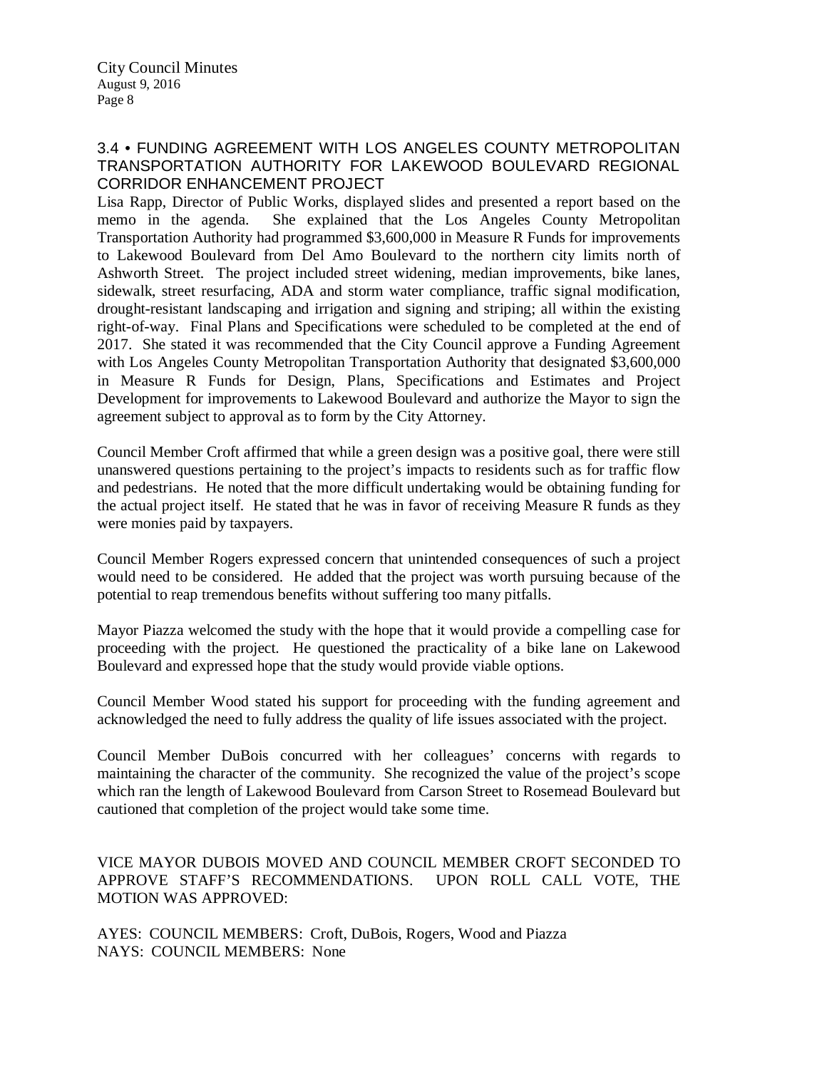### 3.4 • FUNDING AGREEMENT WITH LOS ANGELES COUNTY METROPOLITAN TRANSPORTATION AUTHORITY FOR LAKEWOOD BOULEVARD REGIONAL CORRIDOR ENHANCEMENT PROJECT

Lisa Rapp, Director of Public Works, displayed slides and presented a report based on the memo in the agenda. She explained that the Los Angeles County Metropolitan Transportation Authority had programmed $3,600,000 in Measure R Funds for improvements to Lakewood Boulevard from Del Amo Boulevard to the northern city limits north of Ashworth Street. The project included street widening, median improvements, bike lanes, sidewalk, street resurfacing, ADA and storm water compliance, traffic signal modification, drought-resistant landscaping and irrigation and signing and striping; all within the existing right-of-way. Final Plans and Specifications were scheduled to be completed at the end of 2017. She stated it was recommended that the City Council approve a Funding Agreement with Los Angeles County Metropolitan Transportation Authority that designated $3,600,000 in Measure R Funds for Design, Plans, Specifications and Estimates and Project Development for improvements to Lakewood Boulevard and authorize the Mayor to sign the agreement subject to approval as to form by the City Attorney.

Council Member Croft affirmed that while a green design was a positive goal, there were still unanswered questions pertaining to the project's impacts to residents such as for traffic flow and pedestrians. He noted that the more difficult undertaking would be obtaining funding for the actual project itself. He stated that he was in favor of receiving Measure R funds as they were monies paid by taxpayers.

Council Member Rogers expressed concern that unintended consequences of such a project would need to be considered. He added that the project was worth pursuing because of the potential to reap tremendous benefits without suffering too many pitfalls.

Mayor Piazza welcomed the study with the hope that it would provide a compelling case for proceeding with the project. He questioned the practicality of a bike lane on Lakewood Boulevard and expressed hope that the study would provide viable options.

Council Member Wood stated his support for proceeding with the funding agreement and acknowledged the need to fully address the quality of life issues associated with the project.

Council Member DuBois concurred with her colleagues' concerns with regards to maintaining the character of the community. She recognized the value of the project's scope which ran the length of Lakewood Boulevard from Carson Street to Rosemead Boulevard but cautioned that completion of the project would take some time.

VICE MAYOR DUBOIS MOVED AND COUNCIL MEMBER CROFT SECONDED TO APPROVE STAFF'S RECOMMENDATIONS. UPON ROLL CALL VOTE, THE MOTION WAS APPROVED:

AYES: COUNCIL MEMBERS: Croft, DuBois, Rogers, Wood and Piazza
NAYS: COUNCIL MEMBERS: None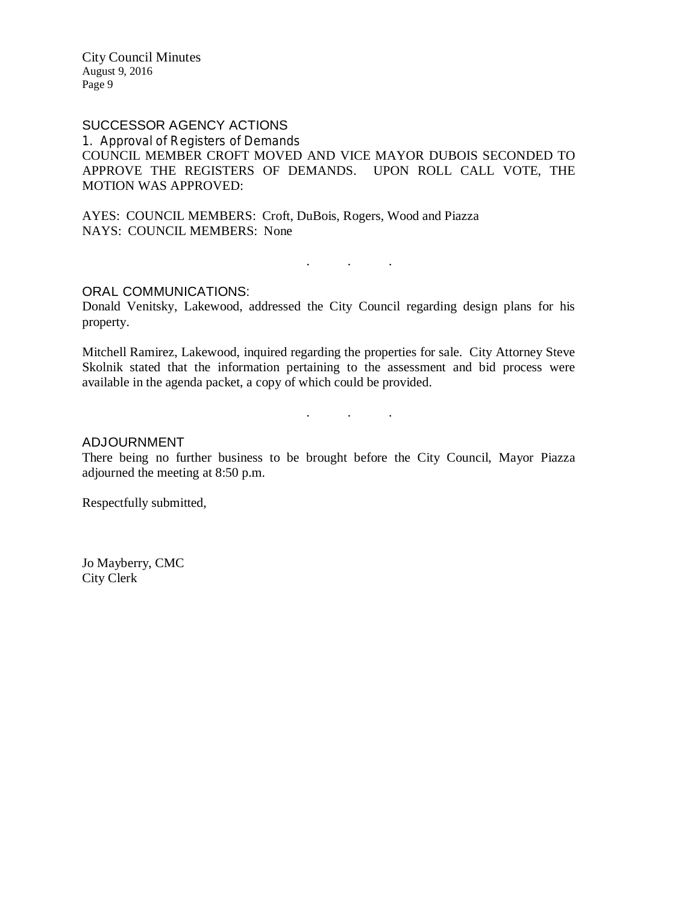## SUCCESSOR AGENCY ACTIONS

### 1. Approval of Registers of Demands

COUNCIL MEMBER CROFT MOVED AND VICE MAYOR DUBOIS SECONDED TO APPROVE THE REGISTERS OF DEMANDS. UPON ROLL CALL VOTE, THE MOTION WAS APPROVED:

AYES: COUNCIL MEMBERS: Croft, DuBois, Rogers, Wood and Piazza
NAYS: COUNCIL MEMBERS: None

. . .

## ORAL COMMUNICATIONS:

Donald Venitsky, Lakewood, addressed the City Council regarding design plans for his property.

Mitchell Ramirez, Lakewood, inquired regarding the properties for sale. City Attorney Steve Skolnik stated that the information pertaining to the assessment and bid process were available in the agenda packet, a copy of which could be provided.

. . .

## ADJOURNMENT

There being no further business to be brought before the City Council, Mayor Piazza adjourned the meeting at 8:50 p.m.

Respectfully submitted,

Jo Mayberry, CMC
City Clerk